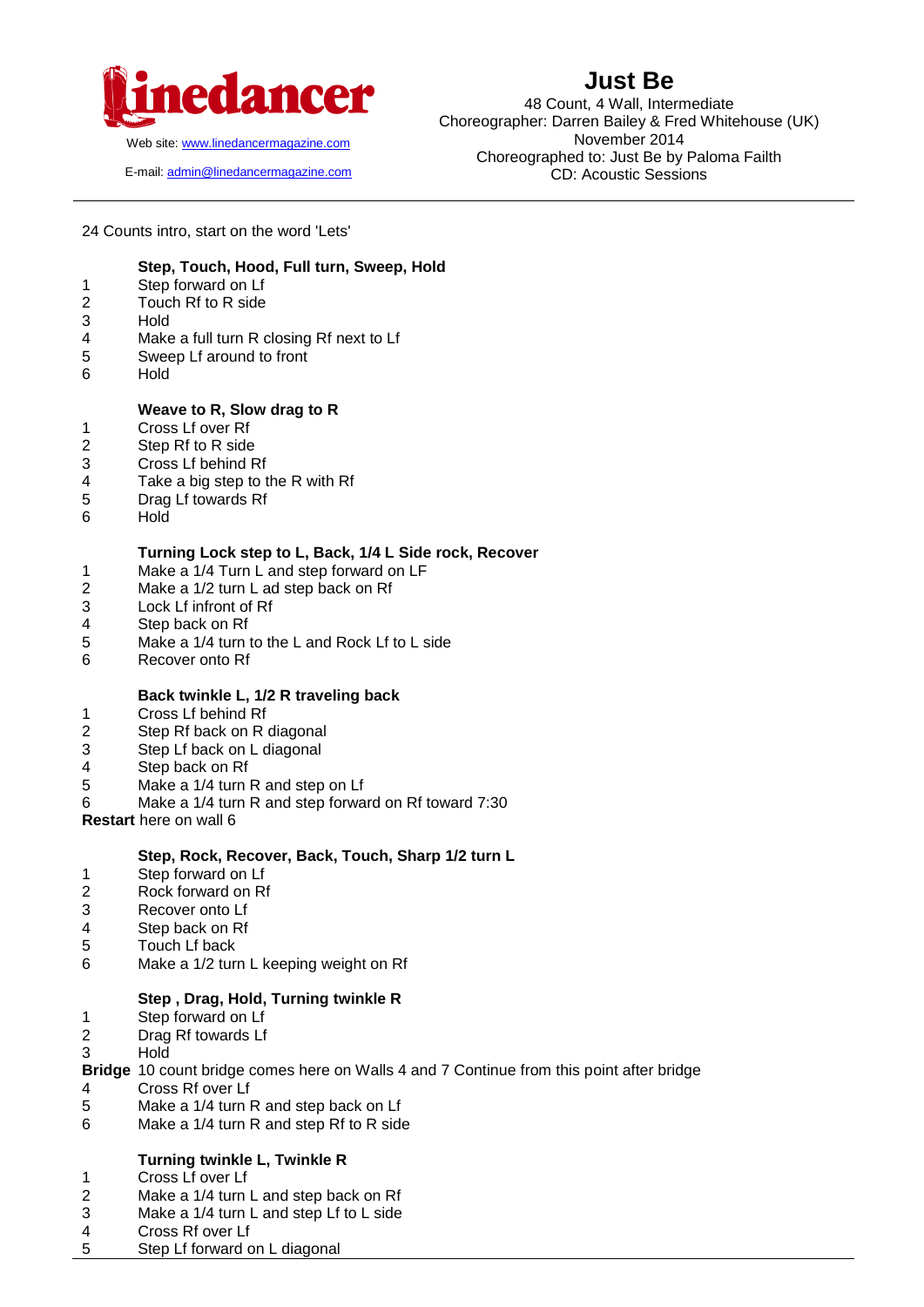linedancer

Web site: www.linedancermagazine.com

E-mail: admin@linedancermagazine.com

# Just Be

48 Count, 4 Wall, Intermediate
Choreographer: Darren Bailey & Fred Whitehouse (UK)
November 2014
Choreographed to: Just Be by Paloma Faith
CD: Acoustic Sessions

---

24 Counts intro, start on the word 'Lets'

**Step, Touch, Hood, Full turn, Sweep, Hold**

1 Step forward on Lf
2 Touch Rf to R side
3 Hold
4 Make a full turn R closing Rf next to Lf
5 Sweep Lf around to front
6 Hold

**Weave to R, Slow drag to R**

1 Cross Lf over Rf
2 Step Rf to R side
3 Cross Lf behind Rf
4 Take a big step to the R with Rf
5 Drag Lf towards Rf
6 Hold

**Turning Lock step to L, Back, 1/4 L Side rock, Recover**

1 Make a 1/4 Turn L and step forward on LF
2 Make a 1/2 turn L ad step back on Rf
3 Lock Lf infront of Rf
4 Step back on Rf
5 Make a 1/4 turn to the L and Rock Lf to L side
6 Recover onto Rf

**Back twinkle L, 1/2 R traveling back**

1 Cross Lf behind Rf
2 Step Rf back on R diagonal
3 Step Lf back on L diagonal
4 Step back on Rf
5 Make a 1/4 turn R and step on Lf
6 Make a 1/4 turn R and step forward on Rf toward 7:30

**Restart** here on wall 6

**Step, Rock, Recover, Back, Touch, Sharp 1/2 turn L**

1 Step forward on Lf
2 Rock forward on Rf
3 Recover onto Lf
4 Step back on Rf
5 Touch Lf back
6 Make a 1/2 turn L keeping weight on Rf

**Step , Drag, Hold, Turning twinkle R**

1 Step forward on Lf
2 Drag Rf towards Lf
3 Hold

**Bridge** 10 count bridge comes here on Walls 4 and 7 Continue from this point after bridge

4 Cross Rf over Lf
5 Make a 1/4 turn R and step back on Lf
6 Make a 1/4 turn R and step Rf to R side

**Turning twinkle L, Twinkle R**

1 Cross Lf over Lf
2 Make a 1/4 turn L and step back on Rf
3 Make a 1/4 turn L and step Lf to L side
4 Cross Rf over Lf
5 Step Lf forward on L diagonal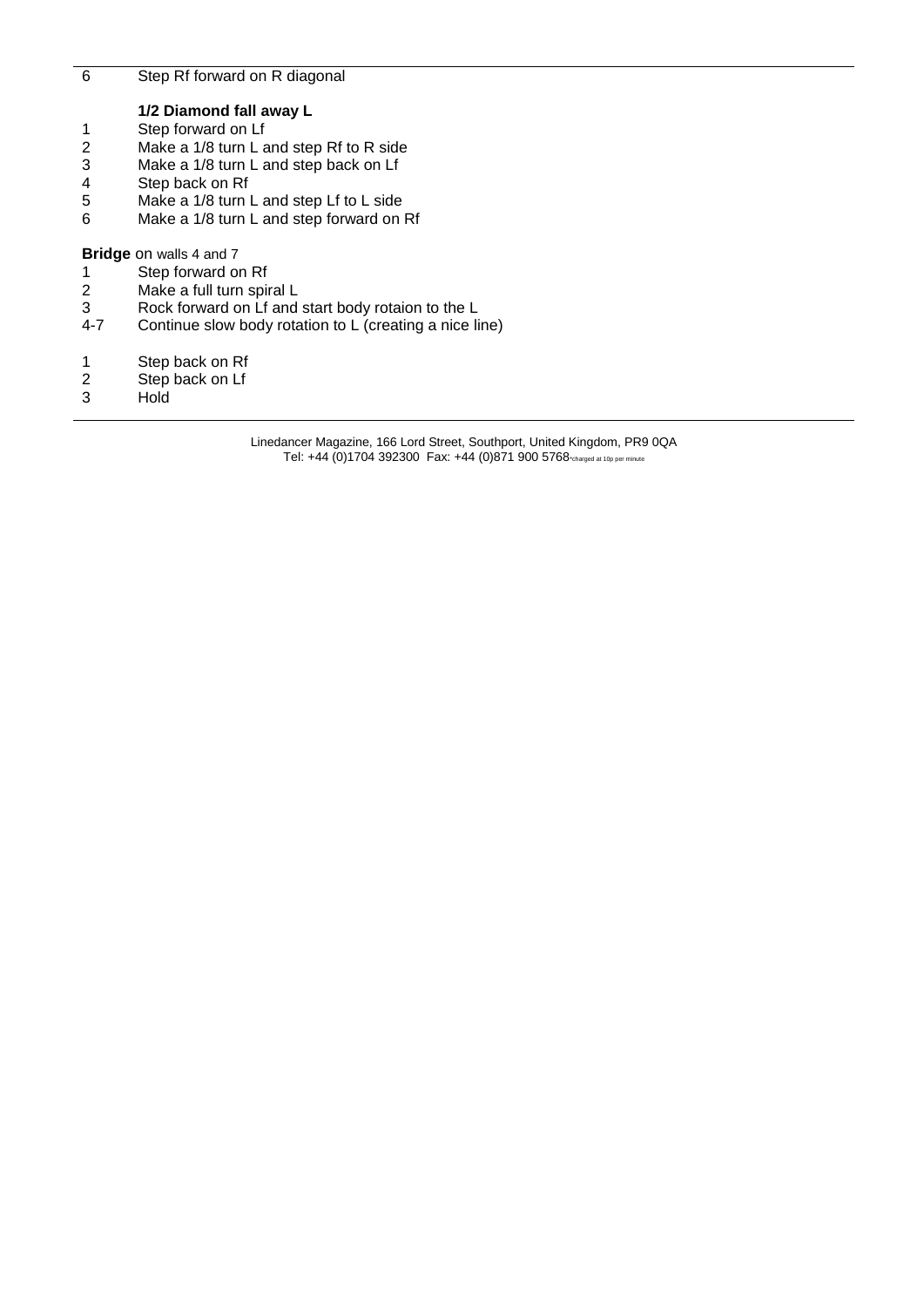6 Step Rf forward on R diagonal

**1/2 Diamond fall away L**

1 Step forward on Lf
2 Make a 1/8 turn L and step Rf to R side
3 Make a 1/8 turn L and step back on Lf
4 Step back on Rf
5 Make a 1/8 turn L and step Lf to L side
6 Make a 1/8 turn L and step forward on Rf

**Bridge** on walls 4 and 7

1 Step forward on Rf
2 Make a full turn spiral L
3 Rock forward on Lf and start body rotaion to the L
4-7 Continue slow body rotation to L (creating a nice line)

1 Step back on Rf
2 Step back on Lf
3 Hold

Linedancer Magazine, 166 Lord Street, Southport, United Kingdom, PR9 0QA
Tel: +44 (0)1704 392300 Fax: +44 (0)871 900 5768*charged at 10p per minute